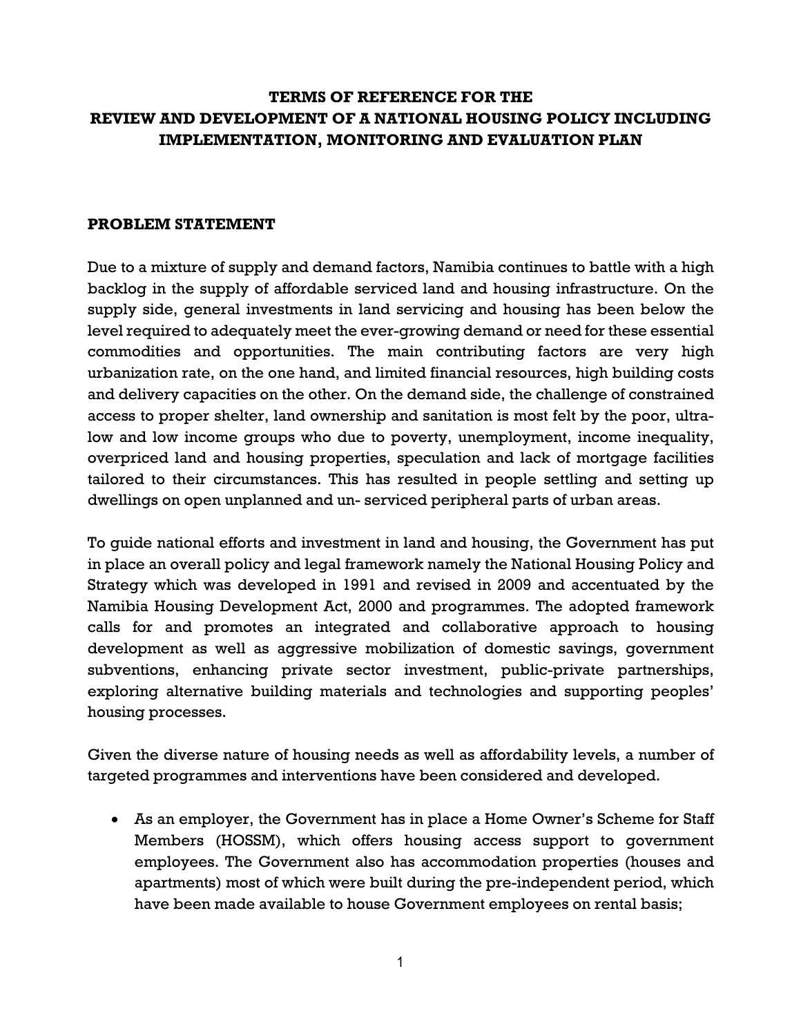# TERMS OF REFERENCE FOR THE REVIEW AND DEVELOPMENT OF A NATIONAL HOUSING POLICY INCLUDING IMPLEMENTATION, MONITORING AND EVALUATION PLAN

## PROBLEM STATEMENT

Due to a mixture of supply and demand factors, Namibia continues to battle with a high backlog in the supply of affordable serviced land and housing infrastructure. On the supply side, general investments in land servicing and housing has been below the level required to adequately meet the ever-growing demand or need for these essential commodities and opportunities. The main contributing factors are very high urbanization rate, on the one hand, and limited financial resources, high building costs and delivery capacities on the other. On the demand side, the challenge of constrained access to proper shelter, land ownership and sanitation is most felt by the poor, ultra-low and low income groups who due to poverty, unemployment, income inequality, overpriced land and housing properties, speculation and lack of mortgage facilities tailored to their circumstances. This has resulted in people settling and setting up dwellings on open unplanned and un- serviced peripheral parts of urban areas.

To guide national efforts and investment in land and housing, the Government has put in place an overall policy and legal framework namely the National Housing Policy and Strategy which was developed in 1991 and revised in 2009 and accentuated by the Namibia Housing Development Act, 2000 and programmes. The adopted framework calls for and promotes an integrated and collaborative approach to housing development as well as aggressive mobilization of domestic savings, government subventions, enhancing private sector investment, public-private partnerships, exploring alternative building materials and technologies and supporting peoples' housing processes.

Given the diverse nature of housing needs as well as affordability levels, a number of targeted programmes and interventions have been considered and developed.

- As an employer, the Government has in place a Home Owner's Scheme for Staff Members (HOSSM), which offers housing access support to government employees. The Government also has accommodation properties (houses and apartments) most of which were built during the pre-independent period, which have been made available to house Government employees on rental basis;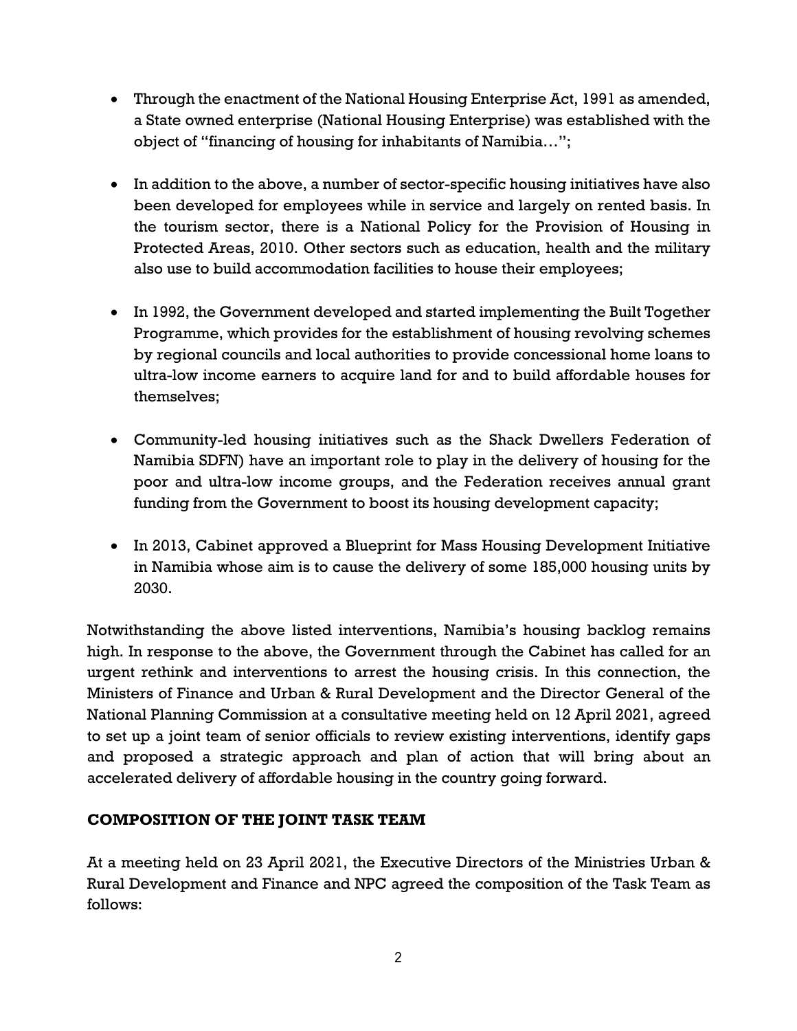- Through the enactment of the National Housing Enterprise Act, 1991 as amended, a State owned enterprise (National Housing Enterprise) was established with the object of "financing of housing for inhabitants of Namibia…";

- In addition to the above, a number of sector-specific housing initiatives have also been developed for employees while in service and largely on rented basis. In the tourism sector, there is a National Policy for the Provision of Housing in Protected Areas, 2010. Other sectors such as education, health and the military also use to build accommodation facilities to house their employees;

- In 1992, the Government developed and started implementing the Built Together Programme, which provides for the establishment of housing revolving schemes by regional councils and local authorities to provide concessional home loans to ultra-low income earners to acquire land for and to build affordable houses for themselves;

- Community-led housing initiatives such as the Shack Dwellers Federation of Namibia SDFN) have an important role to play in the delivery of housing for the poor and ultra-low income groups, and the Federation receives annual grant funding from the Government to boost its housing development capacity;

- In 2013, Cabinet approved a Blueprint for Mass Housing Development Initiative in Namibia whose aim is to cause the delivery of some 185,000 housing units by 2030.

Notwithstanding the above listed interventions, Namibia's housing backlog remains high. In response to the above, the Government through the Cabinet has called for an urgent rethink and interventions to arrest the housing crisis. In this connection, the Ministers of Finance and Urban & Rural Development and the Director General of the National Planning Commission at a consultative meeting held on 12 April 2021, agreed to set up a joint team of senior officials to review existing interventions, identify gaps and proposed a strategic approach and plan of action that will bring about an accelerated delivery of affordable housing in the country going forward.

## COMPOSITION OF THE JOINT TASK TEAM

At a meeting held on 23 April 2021, the Executive Directors of the Ministries Urban & Rural Development and Finance and NPC agreed the composition of the Task Team as follows: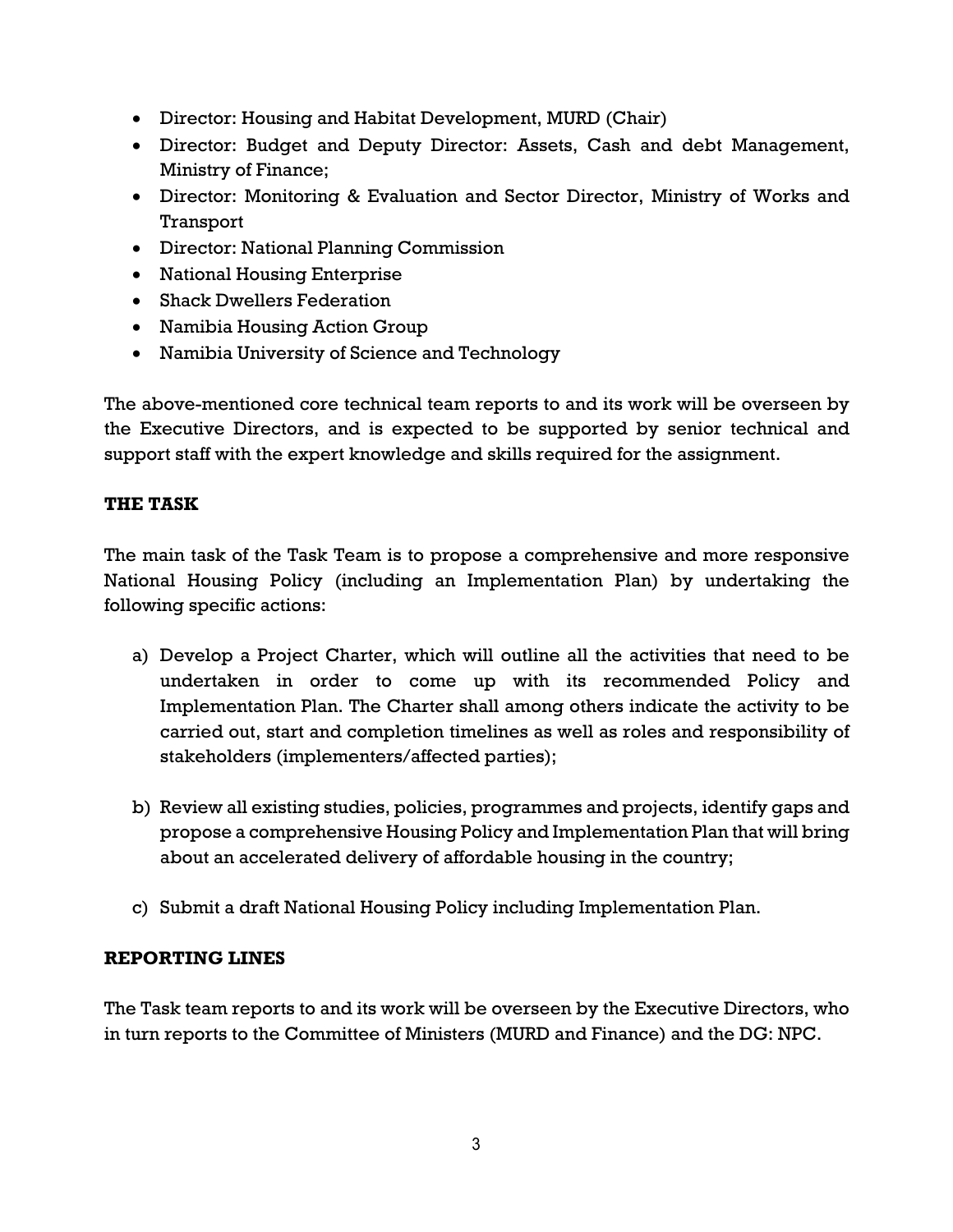- Director: Housing and Habitat Development, MURD (Chair)
- Director: Budget and Deputy Director: Assets, Cash and debt Management, Ministry of Finance;
- Director: Monitoring & Evaluation and Sector Director, Ministry of Works and Transport
- Director: National Planning Commission
- National Housing Enterprise
- Shack Dwellers Federation
- Namibia Housing Action Group
- Namibia University of Science and Technology

The above-mentioned core technical team reports to and its work will be overseen by the Executive Directors, and is expected to be supported by senior technical and support staff with the expert knowledge and skills required for the assignment.

**THE TASK**

The main task of the Task Team is to propose a comprehensive and more responsive National Housing Policy (including an Implementation Plan) by undertaking the following specific actions:

a) Develop a Project Charter, which will outline all the activities that need to be undertaken in order to come up with its recommended Policy and Implementation Plan. The Charter shall among others indicate the activity to be carried out, start and completion timelines as well as roles and responsibility of stakeholders (implementers/affected parties);

b) Review all existing studies, policies, programmes and projects, identify gaps and propose a comprehensive Housing Policy and Implementation Plan that will bring about an accelerated delivery of affordable housing in the country;

c) Submit a draft National Housing Policy including Implementation Plan.

**REPORTING LINES**

The Task team reports to and its work will be overseen by the Executive Directors, who in turn reports to the Committee of Ministers (MURD and Finance) and the DG: NPC.